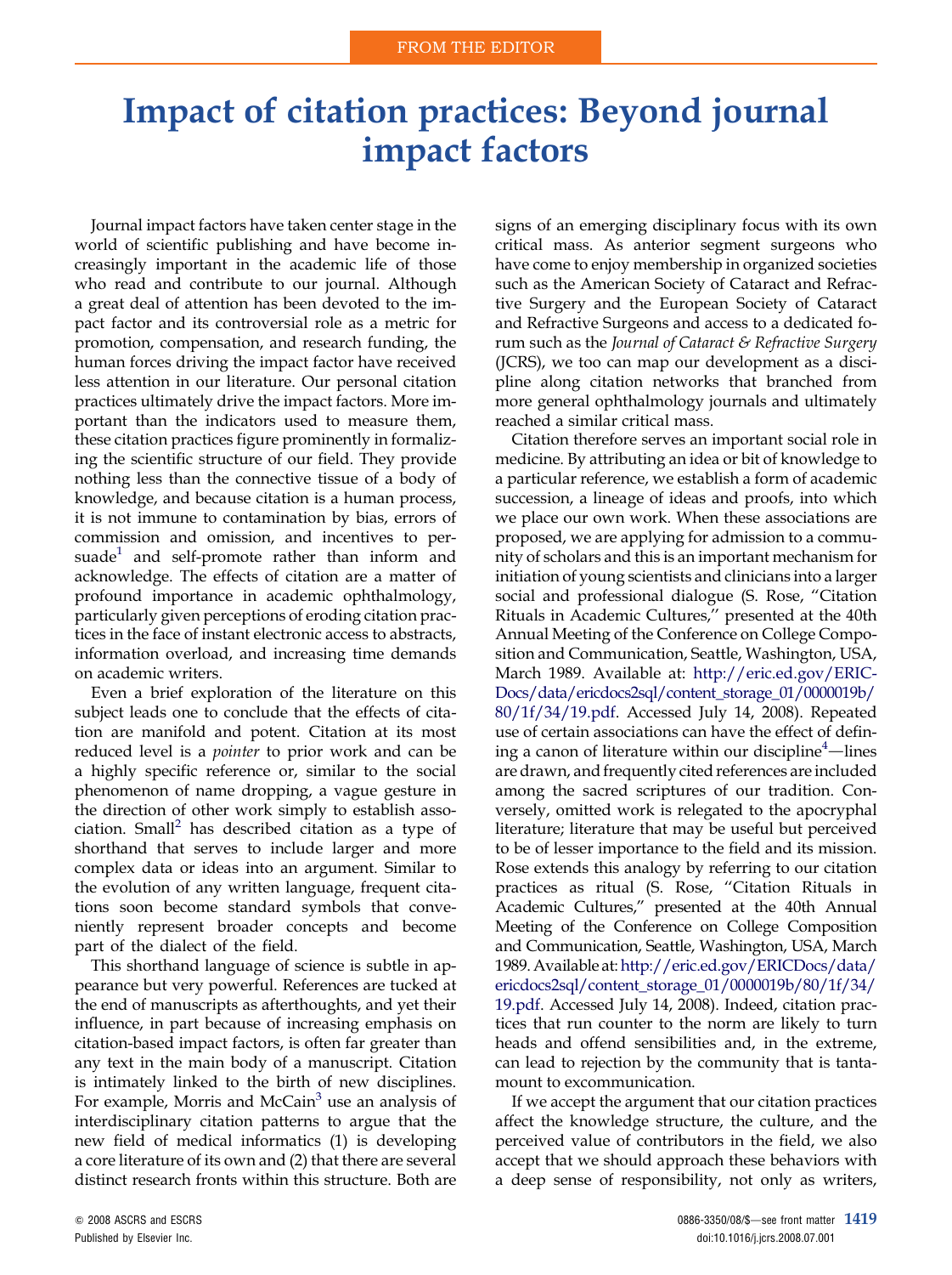FROM THE EDITOR

# Impact of citation practices: Beyond journal impact factors

Journal impact factors have taken center stage in the world of scientific publishing and have become increasingly important in the academic life of those who read and contribute to our journal. Although a great deal of attention has been devoted to the impact factor and its controversial role as a metric for promotion, compensation, and research funding, the human forces driving the impact factor have received less attention in our literature. Our personal citation practices ultimately drive the impact factors. More important than the indicators used to measure them, these citation practices figure prominently in formalizing the scientific structure of our field. They provide nothing less than the connective tissue of a body of knowledge, and because citation is a human process, it is not immune to contamination by bias, errors of commission and omission, and incentives to persuade[1] and self-promote rather than inform and acknowledge. The effects of citation are a matter of profound importance in academic ophthalmology, particularly given perceptions of eroding citation practices in the face of instant electronic access to abstracts, information overload, and increasing time demands on academic writers.

Even a brief exploration of the literature on this subject leads one to conclude that the effects of citation are manifold and potent. Citation at its most reduced level is a *pointer* to prior work and can be a highly specific reference or, similar to the social phenomenon of name dropping, a vague gesture in the direction of other work simply to establish association. Small[2] has described citation as a type of shorthand that serves to include larger and more complex data or ideas into an argument. Similar to the evolution of any written language, frequent citations soon become standard symbols that conveniently represent broader concepts and become part of the dialect of the field.

This shorthand language of science is subtle in appearance but very powerful. References are tucked at the end of manuscripts as afterthoughts, and yet their influence, in part because of increasing emphasis on citation-based impact factors, is often far greater than any text in the main body of a manuscript. Citation is intimately linked to the birth of new disciplines. For example, Morris and McCain[3] use an analysis of interdisciplinary citation patterns to argue that the new field of medical informatics (1) is developing a core literature of its own and (2) that there are several distinct research fronts within this structure. Both are signs of an emerging disciplinary focus with its own critical mass. As anterior segment surgeons who have come to enjoy membership in organized societies such as the American Society of Cataract and Refractive Surgery and the European Society of Cataract and Refractive Surgeons and access to a dedicated forum such as the *Journal of Cataract & Refractive Surgery* (JCRS), we too can map our development as a discipline along citation networks that branched from more general ophthalmology journals and ultimately reached a similar critical mass.

Citation therefore serves an important social role in medicine. By attributing an idea or bit of knowledge to a particular reference, we establish a form of academic succession, a lineage of ideas and proofs, into which we place our own work. When these associations are proposed, we are applying for admission to a community of scholars and this is an important mechanism for initiation of young scientists and clinicians into a larger social and professional dialogue (S. Rose, "Citation Rituals in Academic Cultures," presented at the 40th Annual Meeting of the Conference on College Composition and Communication, Seattle, Washington, USA, March 1989. Available at: http://eric.ed.gov/ERICDocs/data/ericdocs2sql/content_storage_01/0000019b/80/1f/34/19.pdf. Accessed July 14, 2008). Repeated use of certain associations can have the effect of defining a canon of literature within our discipline[4]—lines are drawn, and frequently cited references are included among the sacred scriptures of our tradition. Conversely, omitted work is relegated to the apocryphal literature; literature that may be useful but perceived to be of lesser importance to the field and its mission. Rose extends this analogy by referring to our citation practices as ritual (S. Rose, "Citation Rituals in Academic Cultures," presented at the 40th Annual Meeting of the Conference on College Composition and Communication, Seattle, Washington, USA, March 1989. Available at: http://eric.ed.gov/ERICDocs/data/ericdocs2sql/content_storage_01/0000019b/80/1f/34/19.pdf. Accessed July 14, 2008). Indeed, citation practices that run counter to the norm are likely to turn heads and offend sensibilities and, in the extreme, can lead to rejection by the community that is tantamount to excommunication.

If we accept the argument that our citation practices affect the knowledge structure, the culture, and the perceived value of contributors in the field, we also accept that we should approach these behaviors with a deep sense of responsibility, not only as writers,

© 2008 ASCRS and ESCRS
Published by Elsevier Inc.

0886-3350/08/$—see front matter
doi:10.1016/j.jcrs.2008.07.001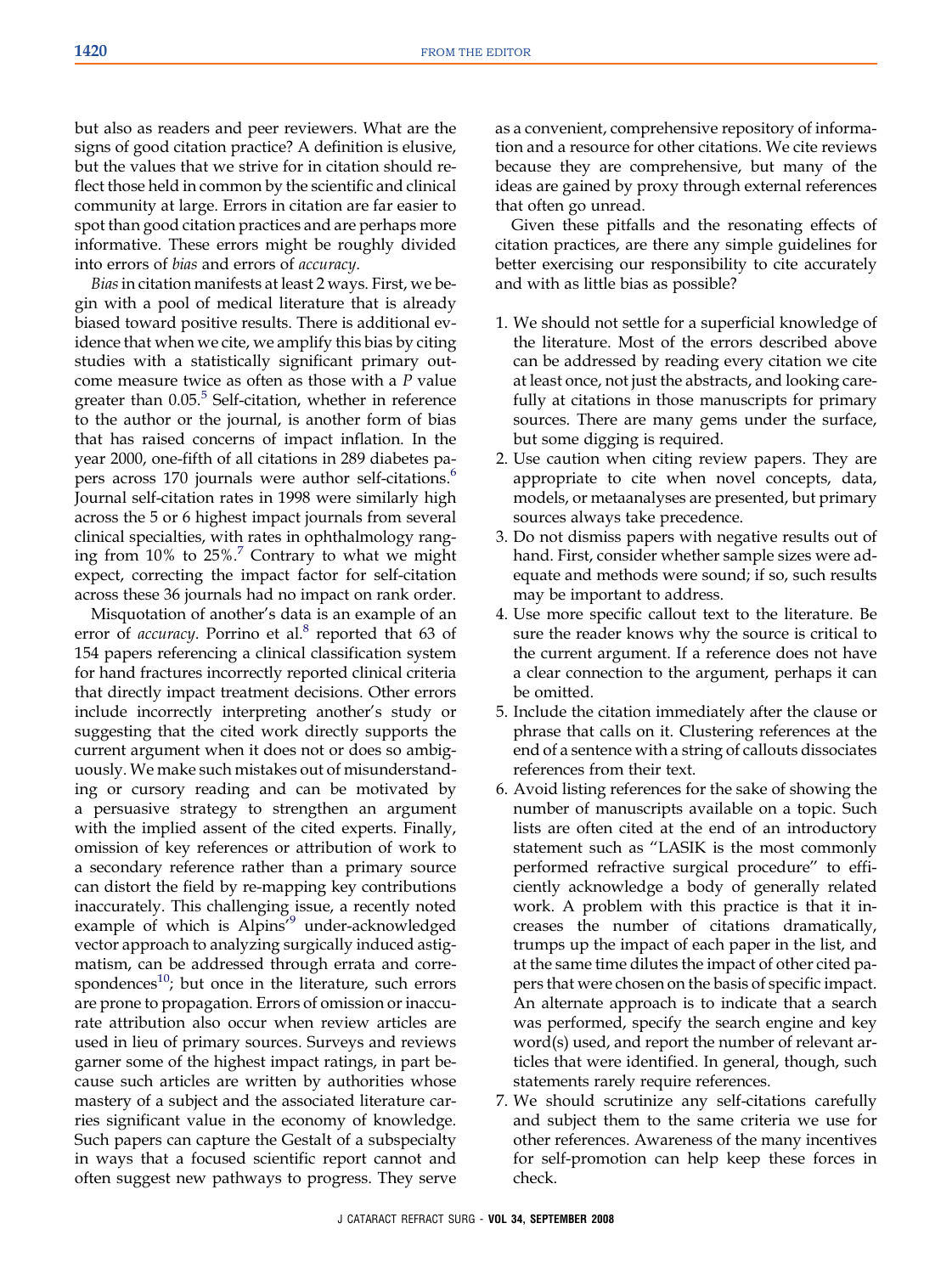but also as readers and peer reviewers. What are the signs of good citation practice? A definition is elusive, but the values that we strive for in citation should reflect those held in common by the scientific and clinical community at large. Errors in citation are far easier to spot than good citation practices and are perhaps more informative. These errors might be roughly divided into errors of *bias* and errors of *accuracy*.

*Bias* in citation manifests at least 2 ways. First, we begin with a pool of medical literature that is already biased toward positive results. There is additional evidence that when we cite, we amplify this bias by citing studies with a statistically significant primary outcome measure twice as often as those with a $P$ value greater than 0.05.[5] Self-citation, whether in reference to the author or the journal, is another form of bias that has raised concerns of impact inflation. In the year 2000, one-fifth of all citations in 289 diabetes papers across 170 journals were author self-citations.[6] Journal self-citation rates in 1998 were similarly high across the 5 or 6 highest impact journals from several clinical specialties, with rates in ophthalmology ranging from 10% to 25%.[7] Contrary to what we might expect, correcting the impact factor for self-citation across these 36 journals had no impact on rank order.

Misquotation of another's data is an example of an error of *accuracy*. Porrino et al.[8] reported that 63 of 154 papers referencing a clinical classification system for hand fractures incorrectly reported clinical criteria that directly impact treatment decisions. Other errors include incorrectly interpreting another's study or suggesting that the cited work directly supports the current argument when it does not or does so ambiguously. We make such mistakes out of misunderstanding or cursory reading and can be motivated by a persuasive strategy to strengthen an argument with the implied assent of the cited experts. Finally, omission of key references or attribution of work to a secondary reference rather than a primary source can distort the field by re-mapping key contributions inaccurately. This challenging issue, a recently noted example of which is Alpins'[9] under-acknowledged vector approach to analyzing surgically induced astigmatism, can be addressed through errata and correspondences[10]; but once in the literature, such errors are prone to propagation. Errors of omission or inaccurate attribution also occur when review articles are used in lieu of primary sources. Surveys and reviews garner some of the highest impact ratings, in part because such articles are written by authorities whose mastery of a subject and the associated literature carries significant value in the economy of knowledge. Such papers can capture the Gestalt of a subspecialty in ways that a focused scientific report cannot and often suggest new pathways to progress. They serve as a convenient, comprehensive repository of information and a resource for other citations. We cite reviews because they are comprehensive, but many of the ideas are gained by proxy through external references that often go unread.

Given these pitfalls and the resonating effects of citation practices, are there any simple guidelines for better exercising our responsibility to cite accurately and with as little bias as possible?

1. We should not settle for a superficial knowledge of the literature. Most of the errors described above can be addressed by reading every citation we cite at least once, not just the abstracts, and looking carefully at citations in those manuscripts for primary sources. There are many gems under the surface, but some digging is required.
2. Use caution when citing review papers. They are appropriate to cite when novel concepts, data, models, or metaanalyses are presented, but primary sources always take precedence.
3. Do not dismiss papers with negative results out of hand. First, consider whether sample sizes were adequate and methods were sound; if so, such results may be important to address.
4. Use more specific callout text to the literature. Be sure the reader knows why the source is critical to the current argument. If a reference does not have a clear connection to the argument, perhaps it can be omitted.
5. Include the citation immediately after the clause or phrase that calls on it. Clustering references at the end of a sentence with a string of callouts dissociates references from their text.
6. Avoid listing references for the sake of showing the number of manuscripts available on a topic. Such lists are often cited at the end of an introductory statement such as "LASIK is the most commonly performed refractive surgical procedure" to efficiently acknowledge a body of generally related work. A problem with this practice is that it increases the number of citations dramatically, trumps up the impact of each paper in the list, and at the same time dilutes the impact of other cited papers that were chosen on the basis of specific impact. An alternate approach is to indicate that a search was performed, specify the search engine and key word(s) used, and report the number of relevant articles that were identified. In general, though, such statements rarely require references.
7. We should scrutinize any self-citations carefully and subject them to the same criteria we use for other references. Awareness of the many incentives for self-promotion can help keep these forces in check.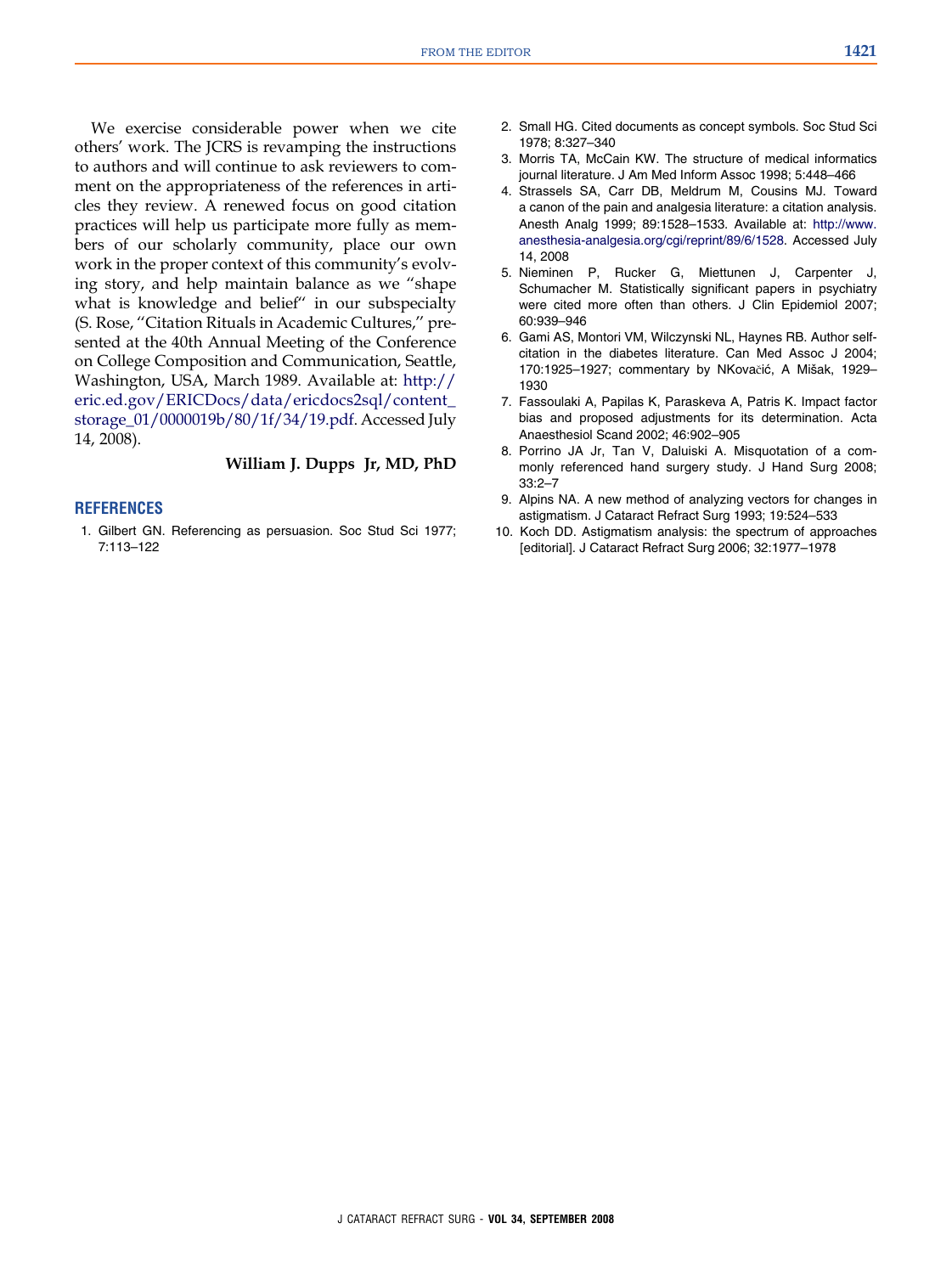We exercise considerable power when we cite others' work. The JCRS is revamping the instructions to authors and will continue to ask reviewers to comment on the appropriateness of the references in articles they review. A renewed focus on good citation practices will help us participate more fully as members of our scholarly community, place our own work in the proper context of this community's evolving story, and help maintain balance as we "shape what is knowledge and belief" in our subspecialty (S. Rose, "Citation Rituals in Academic Cultures," presented at the 40th Annual Meeting of the Conference on College Composition and Communication, Seattle, Washington, USA, March 1989. Available at: http://eric.ed.gov/ERICDocs/data/ericdocs2sql/content_storage_01/0000019b/80/1f/34/19.pdf. Accessed July 14, 2008).

**William J. Dupps Jr, MD, PhD**

## REFERENCES

1. Gilbert GN. Referencing as persuasion. Soc Stud Sci 1977; 7:113–122
2. Small HG. Cited documents as concept symbols. Soc Stud Sci 1978; 8:327–340
3. Morris TA, McCain KW. The structure of medical informatics journal literature. J Am Med Inform Assoc 1998; 5:448–466
4. Strassels SA, Carr DB, Meldrum M, Cousins MJ. Toward a canon of the pain and analgesia literature: a citation analysis. Anesth Analg 1999; 89:1528–1533. Available at: http://www.anesthesia-analgesia.org/cgi/reprint/89/6/1528. Accessed July 14, 2008
5. Nieminen P, Rucker G, Miettunen J, Carpenter J, Schumacher M. Statistically significant papers in psychiatry were cited more often than others. J Clin Epidemiol 2007; 60:939–946
6. Gami AS, Montori VM, Wilczynski NL, Haynes RB. Author self-citation in the diabetes literature. Can Med Assoc J 2004; 170:1925–1927; commentary by NKovačić, A Mišak, 1929–1930
7. Fassoulaki A, Papilas K, Paraskeva A, Patris K. Impact factor bias and proposed adjustments for its determination. Acta Anaesthesiol Scand 2002; 46:902–905
8. Porrino JA Jr, Tan V, Daluiski A. Misquotation of a commonly referenced hand surgery study. J Hand Surg 2008; 33:2–7
9. Alpins NA. A new method of analyzing vectors for changes in astigmatism. J Cataract Refract Surg 1993; 19:524–533
10. Koch DD. Astigmatism analysis: the spectrum of approaches [editorial]. J Cataract Refract Surg 2006; 32:1977–1978